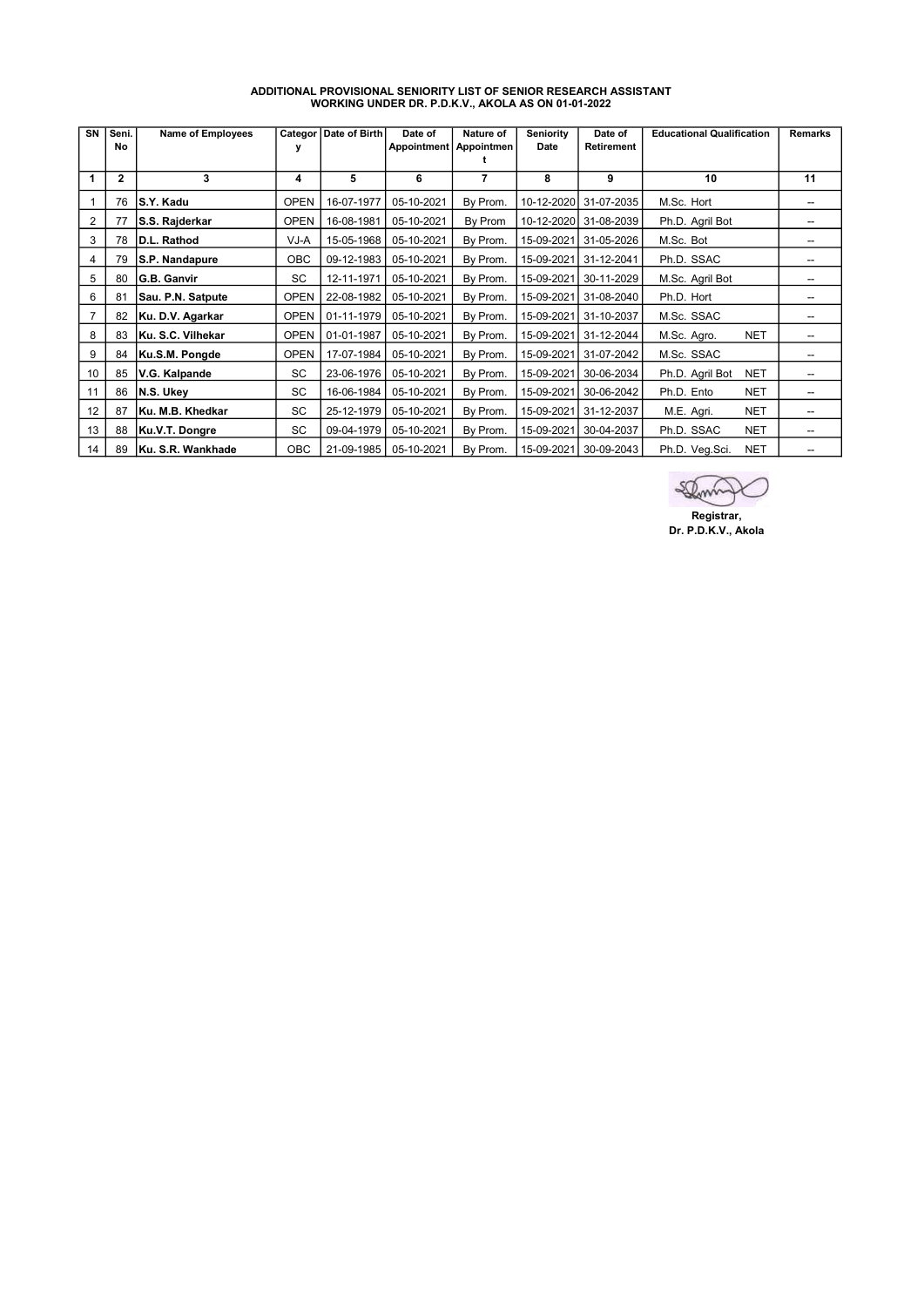**ADDITIONAL PROVISIONAL SENIORITY LIST OF SENIOR RESEARCH ASSISTANT WORKING UNDER DR. P.D.K.V., AKOLA AS ON 01-01-2022**

| SN | Seni. No | Name of Employees | Category | Date of Birth | Date of Appointment | Nature of Appointment | Seniority Date | Date of Retirement | Educational Qualification | Remarks |
|---|---|---|---|---|---|---|---|---|---|---|
| 1 | 2 | 3 | 4 | 5 | 6 | 7 | 8 | 9 | 10 | 11 |
| 1 | 76 | S.Y. Kadu | OPEN | 16-07-1977 | 05-10-2021 | By Prom. | 10-12-2020 | 31-07-2035 | M.Sc. Hort | -- |
| 2 | 77 | S.S. Rajderkar | OPEN | 16-08-1981 | 05-10-2021 | By Prom | 10-12-2020 | 31-08-2039 | Ph.D. Agril Bot | -- |
| 3 | 78 | D.L. Rathod | VJ-A | 15-05-1968 | 05-10-2021 | By Prom. | 15-09-2021 | 31-05-2026 | M.Sc. Bot | -- |
| 4 | 79 | S.P. Nandapure | OBC | 09-12-1983 | 05-10-2021 | By Prom. | 15-09-2021 | 31-12-2041 | Ph.D. SSAC | -- |
| 5 | 80 | G.B. Ganvir | SC | 12-11-1971 | 05-10-2021 | By Prom. | 15-09-2021 | 30-11-2029 | M.Sc. Agril Bot | -- |
| 6 | 81 | Sau. P.N. Satpute | OPEN | 22-08-1982 | 05-10-2021 | By Prom. | 15-09-2021 | 31-08-2040 | Ph.D. Hort | -- |
| 7 | 82 | Ku. D.V. Agarkar | OPEN | 01-11-1979 | 05-10-2021 | By Prom. | 15-09-2021 | 31-10-2037 | M.Sc. SSAC | -- |
| 8 | 83 | Ku. S.C. Vilhekar | OPEN | 01-01-1987 | 05-10-2021 | By Prom. | 15-09-2021 | 31-12-2044 | M.Sc. Agro. NET | -- |
| 9 | 84 | Ku.S.M. Pongde | OPEN | 17-07-1984 | 05-10-2021 | By Prom. | 15-09-2021 | 31-07-2042 | M.Sc. SSAC | -- |
| 10 | 85 | V.G. Kalpande | SC | 23-06-1976 | 05-10-2021 | By Prom. | 15-09-2021 | 30-06-2034 | Ph.D. Agril Bot NET | -- |
| 11 | 86 | N.S. Ukey | SC | 16-06-1984 | 05-10-2021 | By Prom. | 15-09-2021 | 30-06-2042 | Ph.D. Ento NET | -- |
| 12 | 87 | Ku. M.B. Khedkar | SC | 25-12-1979 | 05-10-2021 | By Prom. | 15-09-2021 | 31-12-2037 | M.E. Agri. NET | -- |
| 13 | 88 | Ku.V.T. Dongre | SC | 09-04-1979 | 05-10-2021 | By Prom. | 15-09-2021 | 30-04-2037 | Ph.D. SSAC NET | -- |
| 14 | 89 | Ku. S.R. Wankhade | OBC | 21-09-1985 | 05-10-2021 | By Prom. | 15-09-2021 | 30-09-2043 | Ph.D. Veg.Sci. NET | -- |

**Registrar,**
**Dr. P.D.K.V., Akola**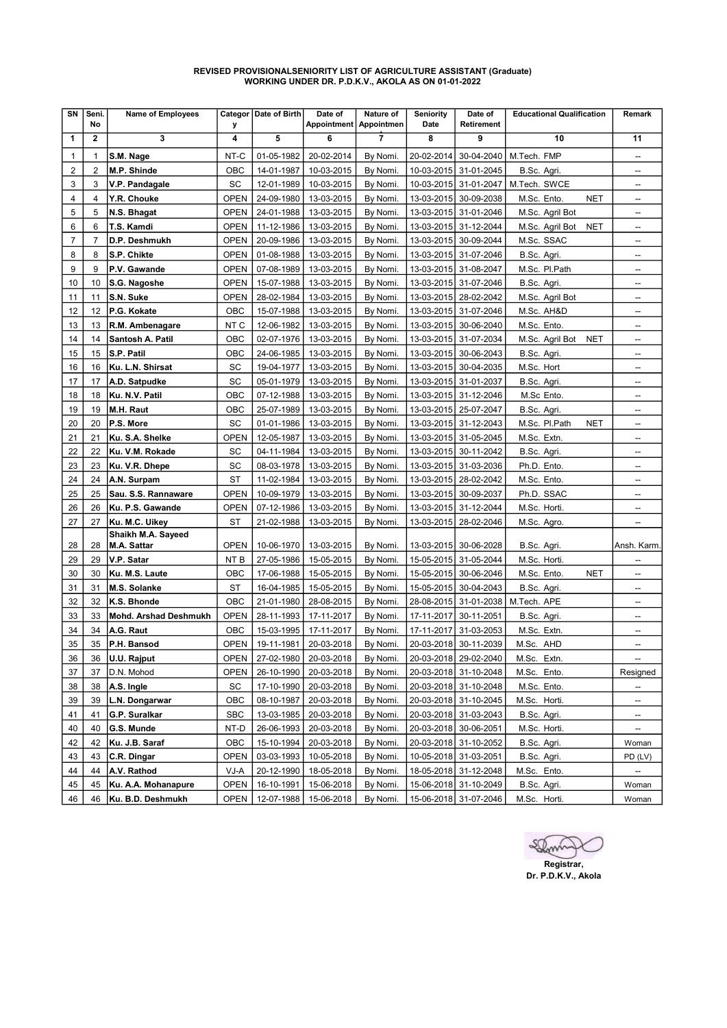**REVISED PROVISIONALSENIORITY LIST OF AGRICULTURE ASSISTANT (Graduate)**
**WORKING UNDER DR. P.D.K.V., AKOLA AS ON 01-01-2022**

| SN | Seni. No | Name of Employees | Category | Date of Birth | Date of Appointment | Nature of Appointmen | Seniority Date | Date of Retirement | Educational Qualification | Remark |
|---|---|---|---|---|---|---|---|---|---|---|
| 1 | 2 | 3 | 4 | 5 | 6 | 7 | 8 | 9 | 10 | 11 |
| 1 | 1 | S.M. Nage | NT-C | 01-05-1982 | 20-02-2014 | By Nomi. | 20-02-2014 | 30-04-2040 | M.Tech. FMP | -- |
| 2 | 2 | M.P. Shinde | OBC | 14-01-1987 | 10-03-2015 | By Nomi. | 10-03-2015 | 31-01-2045 | B.Sc. Agri. | -- |
| 3 | 3 | V.P. Pandagale | SC | 12-01-1989 | 10-03-2015 | By Nomi. | 10-03-2015 | 31-01-2047 | M.Tech. SWCE | -- |
| 4 | 4 | Y.R. Chouke | OPEN | 24-09-1980 | 13-03-2015 | By Nomi. | 13-03-2015 | 30-09-2038 | M.Sc. Ento. NET | -- |
| 5 | 5 | N.S. Bhagat | OPEN | 24-01-1988 | 13-03-2015 | By Nomi. | 13-03-2015 | 31-01-2046 | M.Sc. Agril Bot | -- |
| 6 | 6 | T.S. Kamdi | OPEN | 11-12-1986 | 13-03-2015 | By Nomi. | 13-03-2015 | 31-12-2044 | M.Sc. Agril Bot NET | -- |
| 7 | 7 | D.P. Deshmukh | OPEN | 20-09-1986 | 13-03-2015 | By Nomi. | 13-03-2015 | 30-09-2044 | M.Sc. SSAC | -- |
| 8 | 8 | S.P. Chikte | OPEN | 01-08-1988 | 13-03-2015 | By Nomi. | 13-03-2015 | 31-07-2046 | B.Sc. Agri. | -- |
| 9 | 9 | P.V. Gawande | OPEN | 07-08-1989 | 13-03-2015 | By Nomi. | 13-03-2015 | 31-08-2047 | M.Sc. Pl.Path | -- |
| 10 | 10 | S.G. Nagoshe | OPEN | 15-07-1988 | 13-03-2015 | By Nomi. | 13-03-2015 | 31-07-2046 | B.Sc. Agri. | -- |
| 11 | 11 | S.N. Suke | OPEN | 28-02-1984 | 13-03-2015 | By Nomi. | 13-03-2015 | 28-02-2042 | M.Sc. Agril Bot | -- |
| 12 | 12 | P.G. Kokate | OBC | 15-07-1988 | 13-03-2015 | By Nomi. | 13-03-2015 | 31-07-2046 | M.Sc. AH&D | -- |
| 13 | 13 | R.M. Ambenagare | NT C | 12-06-1982 | 13-03-2015 | By Nomi. | 13-03-2015 | 30-06-2040 | M.Sc. Ento. | -- |
| 14 | 14 | Santosh A. Patil | OBC | 02-07-1976 | 13-03-2015 | By Nomi. | 13-03-2015 | 31-07-2034 | M.Sc. Agril Bot NET | -- |
| 15 | 15 | S.P. Patil | OBC | 24-06-1985 | 13-03-2015 | By Nomi. | 13-03-2015 | 30-06-2043 | B.Sc. Agri. | -- |
| 16 | 16 | Ku. L.N. Shirsat | SC | 19-04-1977 | 13-03-2015 | By Nomi. | 13-03-2015 | 30-04-2035 | M.Sc. Hort | -- |
| 17 | 17 | A.D. Satpudke | SC | 05-01-1979 | 13-03-2015 | By Nomi. | 13-03-2015 | 31-01-2037 | B.Sc. Agri. | -- |
| 18 | 18 | Ku. N.V. Patil | OBC | 07-12-1988 | 13-03-2015 | By Nomi. | 13-03-2015 | 31-12-2046 | M.Sc Ento. | -- |
| 19 | 19 | M.H. Raut | OBC | 25-07-1989 | 13-03-2015 | By Nomi. | 13-03-2015 | 25-07-2047 | B.Sc. Agri. | -- |
| 20 | 20 | P.S. More | SC | 01-01-1986 | 13-03-2015 | By Nomi. | 13-03-2015 | 31-12-2043 | M.Sc. Pl.Path NET | -- |
| 21 | 21 | Ku. S.A. Shelke | OPEN | 12-05-1987 | 13-03-2015 | By Nomi. | 13-03-2015 | 31-05-2045 | M.Sc. Extn. | -- |
| 22 | 22 | Ku. V.M. Rokade | SC | 04-11-1984 | 13-03-2015 | By Nomi. | 13-03-2015 | 30-11-2042 | B.Sc. Agri. | -- |
| 23 | 23 | Ku. V.R. Dhepe | SC | 08-03-1978 | 13-03-2015 | By Nomi. | 13-03-2015 | 31-03-2036 | Ph.D. Ento. | -- |
| 24 | 24 | A.N. Surpam | ST | 11-02-1984 | 13-03-2015 | By Nomi. | 13-03-2015 | 28-02-2042 | M.Sc. Ento. | -- |
| 25 | 25 | Sau. S.S. Rannaware | OPEN | 10-09-1979 | 13-03-2015 | By Nomi. | 13-03-2015 | 30-09-2037 | Ph.D. SSAC | -- |
| 26 | 26 | Ku. P.S. Gawande | OPEN | 07-12-1986 | 13-03-2015 | By Nomi. | 13-03-2015 | 31-12-2044 | M.Sc. Horti. | -- |
| 27 | 27 | Ku. M.C. Uikey | ST | 21-02-1988 | 13-03-2015 | By Nomi. | 13-03-2015 | 28-02-2046 | M.Sc. Agro. | -- |
| 28 | 28 | Shaikh M.A. Sayeed M.A. Sattar | OPEN | 10-06-1970 | 13-03-2015 | By Nomi. | 13-03-2015 | 30-06-2028 | B.Sc. Agri. | Ansh. Karm. |
| 29 | 29 | V.P. Satar | NT B | 27-05-1986 | 15-05-2015 | By Nomi. | 15-05-2015 | 31-05-2044 | M.Sc. Horti. | -- |
| 30 | 30 | Ku. M.S. Laute | OBC | 17-06-1988 | 15-05-2015 | By Nomi. | 15-05-2015 | 30-06-2046 | M.Sc. Ento. NET | -- |
| 31 | 31 | M.S. Solanke | ST | 16-04-1985 | 15-05-2015 | By Nomi. | 15-05-2015 | 30-04-2043 | B.Sc. Agri. | -- |
| 32 | 32 | K.S. Bhonde | OBC | 21-01-1980 | 28-08-2015 | By Nomi. | 28-08-2015 | 31-01-2038 | M.Tech. APE | -- |
| 33 | 33 | Mohd. Arshad Deshmukh | OPEN | 28-11-1993 | 17-11-2017 | By Nomi. | 17-11-2017 | 30-11-2051 | B.Sc. Agri. | -- |
| 34 | 34 | A.G. Raut | OBC | 15-03-1995 | 17-11-2017 | By Nomi. | 17-11-2017 | 31-03-2053 | M.Sc. Extn. | -- |
| 35 | 35 | P.H. Bansod | OPEN | 19-11-1981 | 20-03-2018 | By Nomi. | 20-03-2018 | 30-11-2039 | M.Sc. AHD | -- |
| 36 | 36 | U.U. Rajput | OPEN | 27-02-1980 | 20-03-2018 | By Nomi. | 20-03-2018 | 29-02-2040 | M.Sc. Extn. | -- |
| 37 | 37 | D.N. Mohod | OPEN | 26-10-1990 | 20-03-2018 | By Nomi. | 20-03-2018 | 31-10-2048 | M.Sc. Ento. | Resigned |
| 38 | 38 | A.S. Ingle | SC | 17-10-1990 | 20-03-2018 | By Nomi. | 20-03-2018 | 31-10-2048 | M.Sc. Ento. | -- |
| 39 | 39 | L.N. Dongarwar | OBC | 08-10-1987 | 20-03-2018 | By Nomi. | 20-03-2018 | 31-10-2045 | M.Sc. Horti. | -- |
| 41 | 41 | G.P. Suralkar | SBC | 13-03-1985 | 20-03-2018 | By Nomi. | 20-03-2018 | 31-03-2043 | B.Sc. Agri. | -- |
| 40 | 40 | G.S. Munde | NT-D | 26-06-1993 | 20-03-2018 | By Nomi. | 20-03-2018 | 30-06-2051 | M.Sc. Horti. | -- |
| 42 | 42 | Ku. J.B. Saraf | OBC | 15-10-1994 | 20-03-2018 | By Nomi. | 20-03-2018 | 31-10-2052 | B.Sc. Agri. | Woman |
| 43 | 43 | C.R. Dingar | OPEN | 03-03-1993 | 10-05-2018 | By Nomi. | 10-05-2018 | 31-03-2051 | B.Sc. Agri. | PD (LV) |
| 44 | 44 | A.V. Rathod | VJ-A | 20-12-1990 | 18-05-2018 | By Nomi. | 18-05-2018 | 31-12-2048 | M.Sc. Ento. | -- |
| 45 | 45 | Ku. A.A. Mohanapure | OPEN | 16-10-1991 | 15-06-2018 | By Nomi. | 15-06-2018 | 31-10-2049 | B.Sc. Agri. | Woman |
| 46 | 46 | Ku. B.D. Deshmukh | OPEN | 12-07-1988 | 15-06-2018 | By Nomi. | 15-06-2018 | 31-07-2046 | M.Sc. Horti. | Woman |

Registrar,
Dr. P.D.K.V., Akola